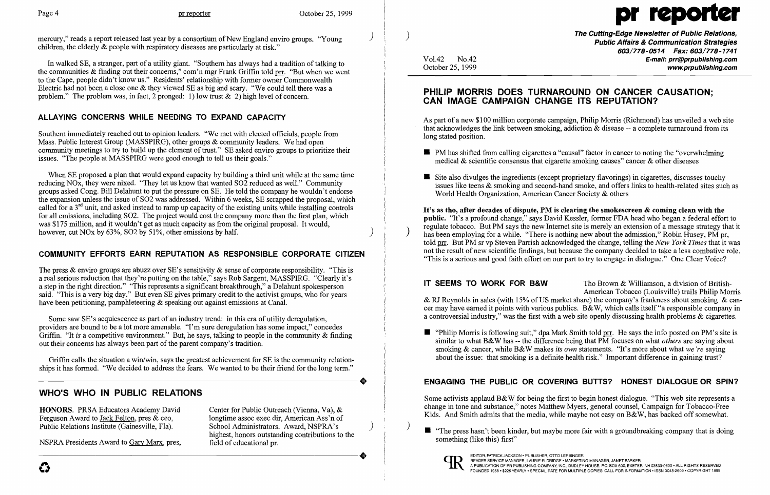mercury," reads a report released last year by a consortium of New England enviro groups. "Young children, the elderly & people with respiratory diseases are particularly at risk."

In walked SE, a stranger, part of a utility giant. "Southern has always had a tradition of talking to the communities & finding out their concerns," com'n mgr Frank Griffin told prr. "But when we went to the Cape, people didn't know us." Residents' relationship with former owner Commonwealth Electric had not been a close one & they viewed SE as big and scary. "We could tell there was a problem." The problem was, in fact, 2 pronged: 1) low trust & 2) high level of concern.

## ALLAYING CONCERNS WHILE NEEDING TO EXPAND CAPACITY

Southern immediately reached out to opinion leaders. "We met with elected officials, people from Mass. Public Interest Group (MASSPIRG), other groups & community leaders. We had open community meetings to try to build up the element of trust." SE asked enviro groups to prioritize their issues. "The people at MASSPIRG were good enough to tell us their goals."

When SE proposed a plan that would expand capacity by building a third unit while at the same time reducing NOx, they were nixed. "They let us know that wanted SO2 reduced as well." Community groups asked Cong. Bill Delahunt to put the pressure on SE. He told the company he wouldn't endorse the expansion unless the issue of SO2 was addressed. Within 6 weeks, SE scrapped the proposal, which called for a 3rd unit, and asked instead to ramp up capacity of the existing units while installing controls for all emissions, including SO2. The project would cost the company more than the first plan, which was $175 million, and it wouldn't get as much capacity as from the original proposal. It would, however, cut NOx by 63%, SO2 by 51%, other emissions by half.

## COMMUNITY EFFORTS EARN REPUTATION AS RESPONSIBLE CORPORATE CITIZEN

The press & enviro groups are abuzz over SE's sensitivity & sense of corporate responsibility. "This is a real serious reduction that they're putting on the table," says Rob Sargent, MASSPIRG. "Clearly it's a step in the right direction." "This represents a significant breakthrough," a Delahunt spokesperson said. "This is a very big day." But even SE gives primary credit to the activist groups, who for years have been petitioning, pamphleteering & speaking out against emissions at Canal.

Some saw SE's acquiescence as part of an industry trend: in this era of utility deregulation, providers are bound to be a lot more amenable. "I'm sure deregulation has some impact," concedes Griffin. "It *is* a competitive environment." But, he says, talking to people in the community & finding out their concerns has always been part of the parent company's tradition.

Griffin calls the situation a win/win, says the greatest achievement for SE is the community relationships it has formed. "We decided to address the fears. We wanted to be their friend for the long term."

## WHO'S WHO IN PUBLIC RELATIONS

**HONORS.** PRSA Educators Academy David Ferguson Award to Jack Felton, pres & ceo, Public Relations Institute (Gainesville, Fla).

NSPRA Presidents Award to Gary Marx, pres, Center for Public Outreach (Vienna, Va), & longtime assoc exec dir, American Ass'n of School Administrators. Award, NSPRA's highest, honors outstanding contributions to the field of educational pr.

# pr reporter

**The Cutting-Edge Newsletter of Public Relations, Public Affairs & Communication Strategies**
603/778-0514 Fax: 603/778-1741
E-mail: prr@prpublishing.com
www.prpublishing.com

Vol.42 No.42
October 25, 1999

## PHILIP MORRIS DOES TURNAROUND ON CANCER CAUSATION; CAN IMAGE CAMPAIGN CHANGE ITS REPUTATION?

As part of a new $100 million corporate campaign, Philip Morris (Richmond) has unveiled a web site that acknowledges the link between smoking, addiction & disease -- a complete turnaround from its long stated position.

- PM has shifted from calling cigarettes a "causal" factor in cancer to noting the "overwhelming medical & scientific consensus that cigarette smoking causes" cancer & other diseases
- Site also divulges the ingredients (except proprietary flavorings) in cigarettes, discusses touchy issues like teens & smoking and second-hand smoke, and offers links to health-related sites such as World Health Organization, American Cancer Society & others

**It's as tho, after decades of dispute, PM is clearing the smokescreen & coming clean with the public.** "It's a profound change," says David Kessler, former FDA head who began a federal effort to regulate tobacco. But PM says the new Internet site is merely an extension of a message strategy that it has been employing for a while. "There is nothing new about the admission," Robin Husey, PM pr, told prr. But PM sr vp Steven Parrish acknowledged the change, telling the *New York Times* that it was not the result of new scientific findings, but because the company decided to take a less combative role. "This is a serious and good faith effort on our part to try to engage in dialogue." One Clear Voice?

**IT SEEMS TO WORK FOR B&W** Tho Brown & Williamson, a division of British-American Tobacco (Louisville) trails Philip Morris & RJ Reynolds in sales (with 15% of US market share) the company's frankness about smoking & cancer may have earned it points with various publics. B&W, which calls itself "a responsible company in a controversial industry," was the first with a web site openly discussing health problems & cigarettes.

- "Philip Morris is following suit," dpa Mark Smith told prr. He says the info posted on PM's site is similar to what B&W has -- the difference being that PM focuses on what *others* are saying about smoking & cancer, while B&W makes *its own* statements. "It's more about what *we're* saying about the issue: that smoking is a definite health risk." Important difference in gaining trust?

## ENGAGING THE PUBLIC OR COVERING BUTTS? HONEST DIALOGUE OR SPIN?

Some activists applaud B&W for being the first to begin honest dialogue. "This web site represents a change in tone and substance," notes Matthew Myers, general counsel, Campaign for Tobacco-Free Kids. And Smith admits that the media, while maybe not easy on B&W, has backed off somewhat.

- "The press hasn't been kinder, but maybe more fair with a groundbreaking company that is doing something (like this) first"

EDITOR, PATRICK JACKSON • PUBLISHER, OTTO LERBINGER
READER SERVICE MANAGER, LAURIE ELDRIDGE • MARKETING MANAGER, JANET BARKER
A PUBLICATION OF PR PUBLISHING COMPANY, INC., DUDLEY HOUSE, P.O. BOX 600, EXETER, NH 03833-0600 • ALL RIGHTS RESERVED
FOUNDED 1958 • $225 YEARLY • SPECIAL RATE FOR MULTIPLE COPIES: CALL FOR INFORMATION • ISSN 0048-2609 • COPYRIGHT 1999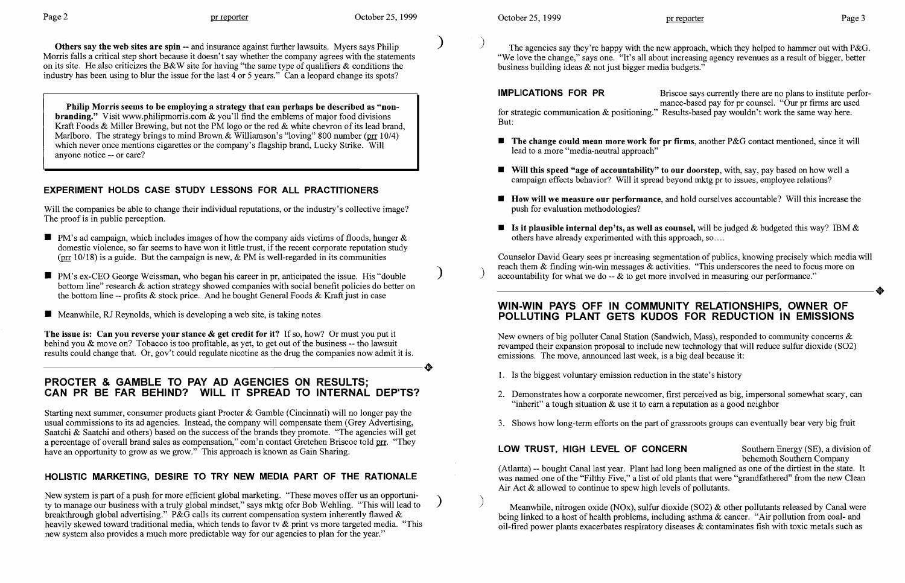**Others say the web sites are spin** -- and insurance against further lawsuits. Myers says Philip Morris falls a critical step short because it doesn't say whether the company agrees with the statements on its site. He also criticizes the B&W site for having "the same type of qualifiers & conditions the industry has been using to blur the issue for the last 4 or 5 years." Can a leopard change its spots?

> **Philip Morris seems to be employing a strategy that can perhaps be described as "non-branding."** Visit www.philipmorris.com & you'll find the emblems of major food divisions Kraft Foods & Miller Brewing, but not the PM logo or the red & white chevron of its lead brand, Marlboro. The strategy brings to mind Brown & Williamson's "loving" 800 number (prr 10/4) which never once mentions cigarettes or the company's flagship brand, Lucky Strike. Will anyone notice -- or care?

### EXPERIMENT HOLDS CASE STUDY LESSONS FOR ALL PRACTITIONERS

Will the companies be able to change their individual reputations, or the industry's collective image? The proof is in public perception.

- PM's ad campaign, which includes images of how the company aids victims of floods, hunger & domestic violence, so far seems to have won it little trust, if the recent corporate reputation study (prr 10/18) is a guide. But the campaign is new, & PM is well-regarded in its communities
- PM's ex-CEO George Weissman, who began his career in pr, anticipated the issue. His "double bottom line" research & action strategy showed companies with social benefit policies do better on the bottom line -- profits & stock price. And he bought General Foods & Kraft just in case
- Meanwhile, RJ Reynolds, which is developing a web site, is taking notes

**The issue is: Can you reverse your stance & get credit for it?** If so, how? Or must you put it behind you & move on? Tobacco is too profitable, as yet, to get out of the business -- tho lawsuit results could change that. Or, gov't could regulate nicotine as the drug the companies now admit it is.

## PROCTER & GAMBLE TO PAY AD AGENCIES ON RESULTS; CAN PR BE FAR BEHIND? WILL IT SPREAD TO INTERNAL DEP'TS?

Starting next summer, consumer products giant Procter & Gamble (Cincinnati) will no longer pay the usual commissions to its ad agencies. Instead, the company will compensate them (Grey Advertising, Saatchi & Saatchi and others) based on the success of the brands they promote. "The agencies will get a percentage of overall brand sales as compensation," com'n contact Gretchen Briscoe told prr. "They have an opportunity to grow as we grow." This approach is known as Gain Sharing.

### HOLISTIC MARKETING, DESIRE TO TRY NEW MEDIA PART OF THE RATIONALE

New system is part of a push for more efficient global marketing. "These moves offer us an opportunity to manage our business with a truly global mindset," says mktg ofcr Bob Wehling. "This will lead to breakthrough global advertising." P&G calls its current compensation system inherently flawed & heavily skewed toward traditional media, which tends to favor tv & print vs more targeted media. "This new system also provides a much more predictable way for our agencies to plan for the year."

The agencies say they're happy with the new approach, which they helped to hammer out with P&G. "We love the change," says one. "It's all about increasing agency revenues as a result of bigger, better business building ideas & not just bigger media budgets."

**IMPLICATIONS FOR PR** Briscoe says currently there are no plans to institute performance-based pay for pr counsel. "Our pr firms are used for strategic communication & positioning." Results-based pay wouldn't work the same way here. But:

- **The change could mean more work for pr firms**, another P&G contact mentioned, since it will lead to a more "media-neutral approach"
- **Will this speed "age of accountability" to our doorstep**, with, say, pay based on how well a campaign effects behavior? Will it spread beyond mktg pr to issues, employee relations?
- **How will we measure our performance**, and hold ourselves accountable? Will this increase the push for evaluation methodologies?
- **Is it plausible internal dep'ts, as well as counsel,** will be judged & budgeted this way? IBM & others have already experimented with this approach, so....

Counselor David Geary sees pr increasing segmentation of publics, knowing precisely which media will reach them & finding win-win messages & activities. "This underscores the need to focus more on accountability for what we do -- & to get more involved in measuring our performance."

## WIN-WIN PAYS OFF IN COMMUNITY RELATIONSHIPS, OWNER OF POLLUTING PLANT GETS KUDOS FOR REDUCTION IN EMISSIONS

New owners of big polluter Canal Station (Sandwich, Mass), responded to community concerns & revamped their expansion proposal to include new technology that will reduce sulfur dioxide ($SO_2$) emissions. The move, announced last week, is a big deal because it:

1. Is the biggest voluntary emission reduction in the state's history
2. Demonstrates how a corporate newcomer, first perceived as big, impersonal somewhat scary, can "inherit" a tough situation & use it to earn a reputation as a good neighbor
3. Shows how long-term efforts on the part of grassroots groups can eventually bear very big fruit

**LOW TRUST, HIGH LEVEL OF CONCERN** Southern Energy (SE), a division of behemoth Southern Company (Atlanta) -- bought Canal last year. Plant had long been maligned as one of the dirtiest in the state. It was named one of the "Filthy Five," a list of old plants that were "grandfathered" from the new Clean Air Act & allowed to continue to spew high levels of pollutants.

Meanwhile, nitrogen oxide ($NO_x$), sulfur dioxide ($SO_2$) & other pollutants released by Canal were being linked to a host of health problems, including asthma & cancer. "Air pollution from coal- and oil-fired power plants exacerbates respiratory diseases & contaminates fish with toxic metals such as